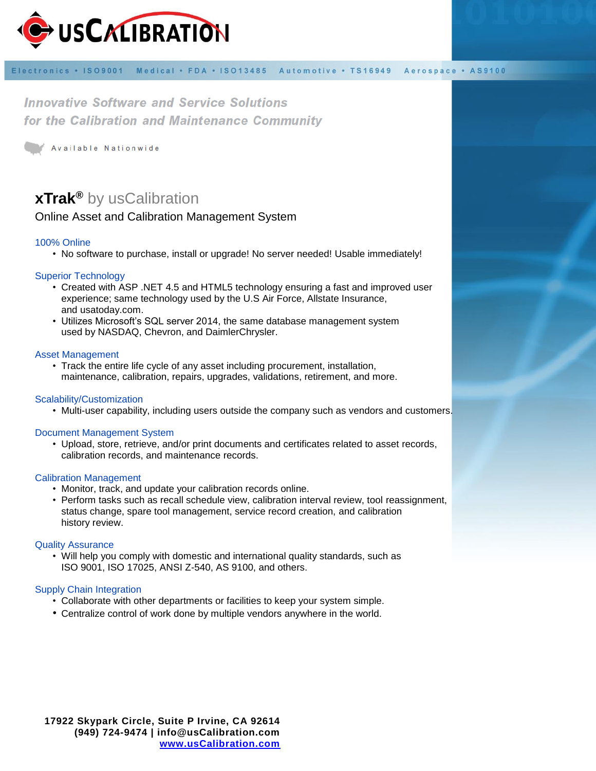# usCALIBRATION

Electronics • ISO9001 Medical • FDA • ISO13485 Automotive • TS16949 Aerospace • AS9100

*Innovative Software and Service Solutions*
*for the Calibration and Maintenance Community*

Available Nationwide

## **xTrak®** by usCalibration

Online Asset and Calibration Management System

### 100% Online

- No software to purchase, install or upgrade! No server needed! Usable immediately!

### Superior Technology

- Created with ASP .NET 4.5 and HTML5 technology ensuring a fast and improved user experience; same technology used by the U.S Air Force, Allstate Insurance, and usatoday.com.
- Utilizes Microsoft's SQL server 2014, the same database management system used by NASDAQ, Chevron, and DaimlerChrysler.

### Asset Management

- Track the entire life cycle of any asset including procurement, installation, maintenance, calibration, repairs, upgrades, validations, retirement, and more.

### Scalability/Customization

- Multi-user capability, including users outside the company such as vendors and customers.

### Document Management System

- Upload, store, retrieve, and/or print documents and certificates related to asset records, calibration records, and maintenance records.

### Calibration Management

- Monitor, track, and update your calibration records online.
- Perform tasks such as recall schedule view, calibration interval review, tool reassignment, status change, spare tool management, service record creation, and calibration history review.

### Quality Assurance

- Will help you comply with domestic and international quality standards, such as ISO 9001, ISO 17025, ANSI Z-540, AS 9100, and others.

### Supply Chain Integration

- Collaborate with other departments or facilities to keep your system simple.
- Centralize control of work done by multiple vendors anywhere in the world.

**17922 Skypark Circle, Suite P Irvine, CA 92614**
**(949) 724-9474 | info@usCalibration.com**
**www.usCalibration.com**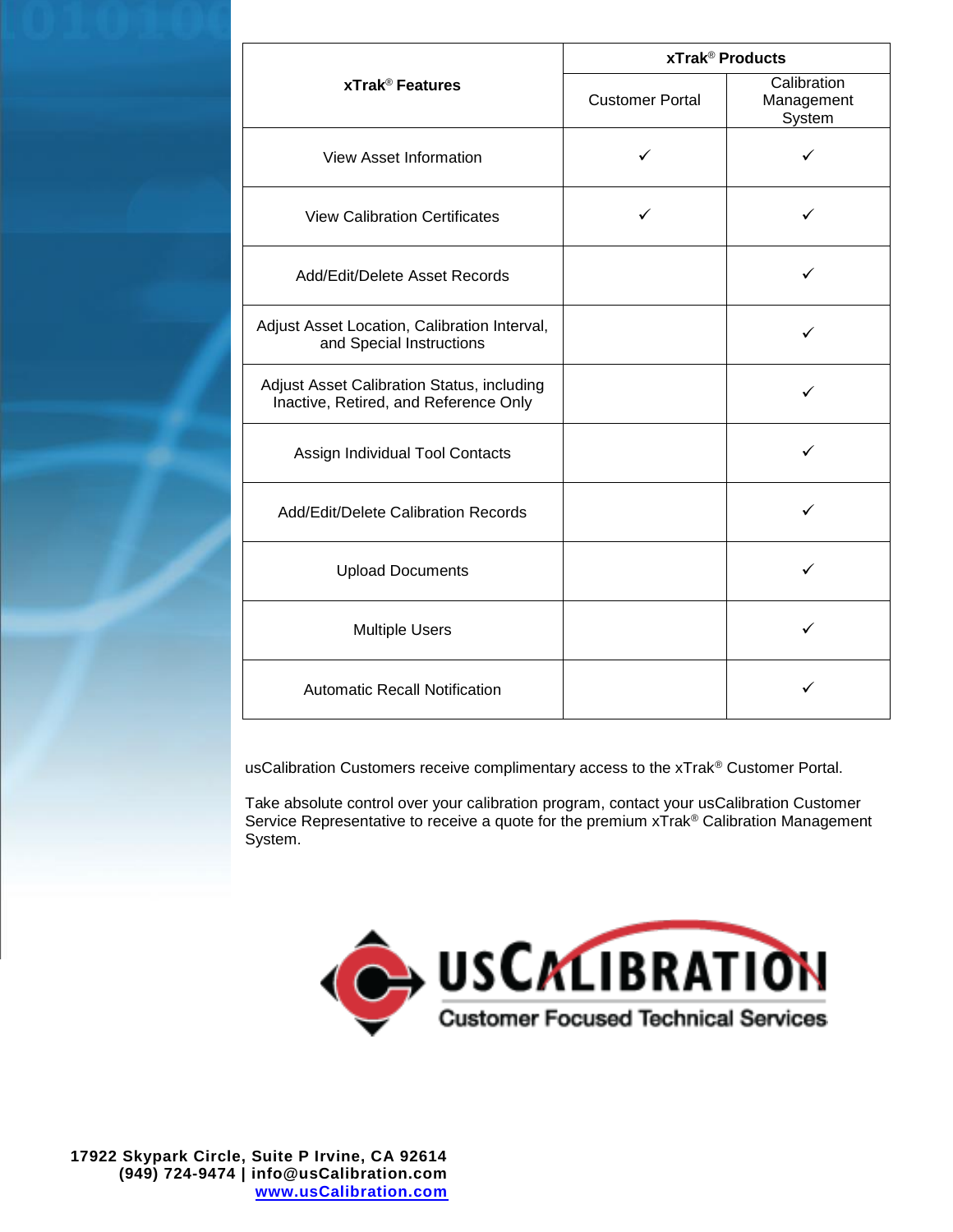| xTrak® Features | xTrak® Products | |
|---|---|---|
| | Customer Portal | Calibration Management System |
| View Asset Information | ✓ | ✓ |
| View Calibration Certificates | ✓ | ✓ |
| Add/Edit/Delete Asset Records | | ✓ |
| Adjust Asset Location, Calibration Interval, and Special Instructions | | ✓ |
| Adjust Asset Calibration Status, including Inactive, Retired, and Reference Only | | ✓ |
| Assign Individual Tool Contacts | | ✓ |
| Add/Edit/Delete Calibration Records | | ✓ |
| Upload Documents | | ✓ |
| Multiple Users | | ✓ |
| Automatic Recall Notification | | ✓ |

usCalibration Customers receive complimentary access to the xTrak® Customer Portal.

Take absolute control over your calibration program, contact your usCalibration Customer Service Representative to receive a quote for the premium xTrak® Calibration Management System.

USCALIBRATION
Customer Focused Technical Services

**17922 Skypark Circle, Suite P Irvine, CA 92614**
**(949) 724-9474 | info@usCalibration.com**
**www.usCalibration.com**